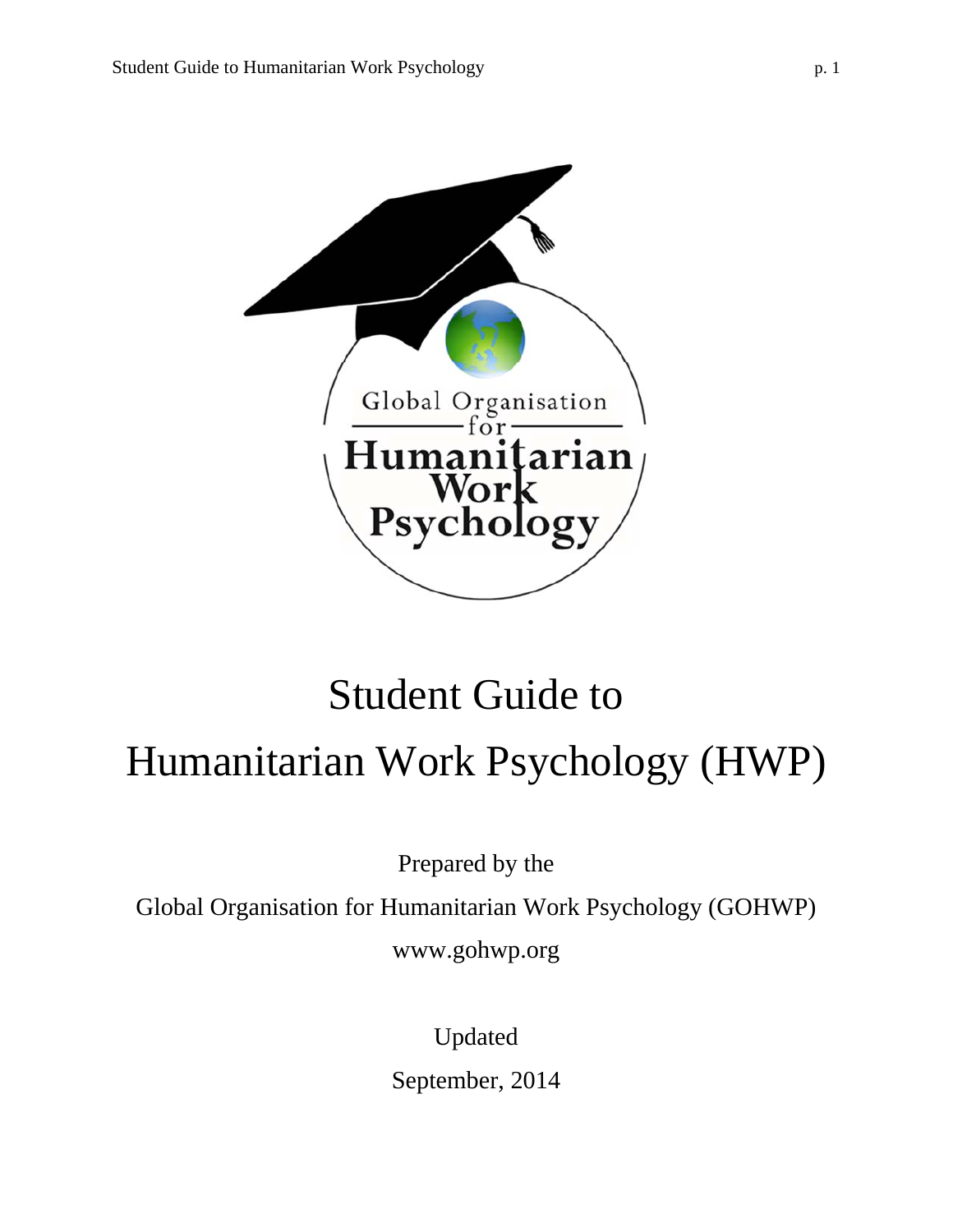# Student Guide to Humanitarian Work Psychology (HWP)

Prepared by the

Global Organisation for Humanitarian Work Psychology (GOHWP)

www.gohwp.org

Updated

September, 2014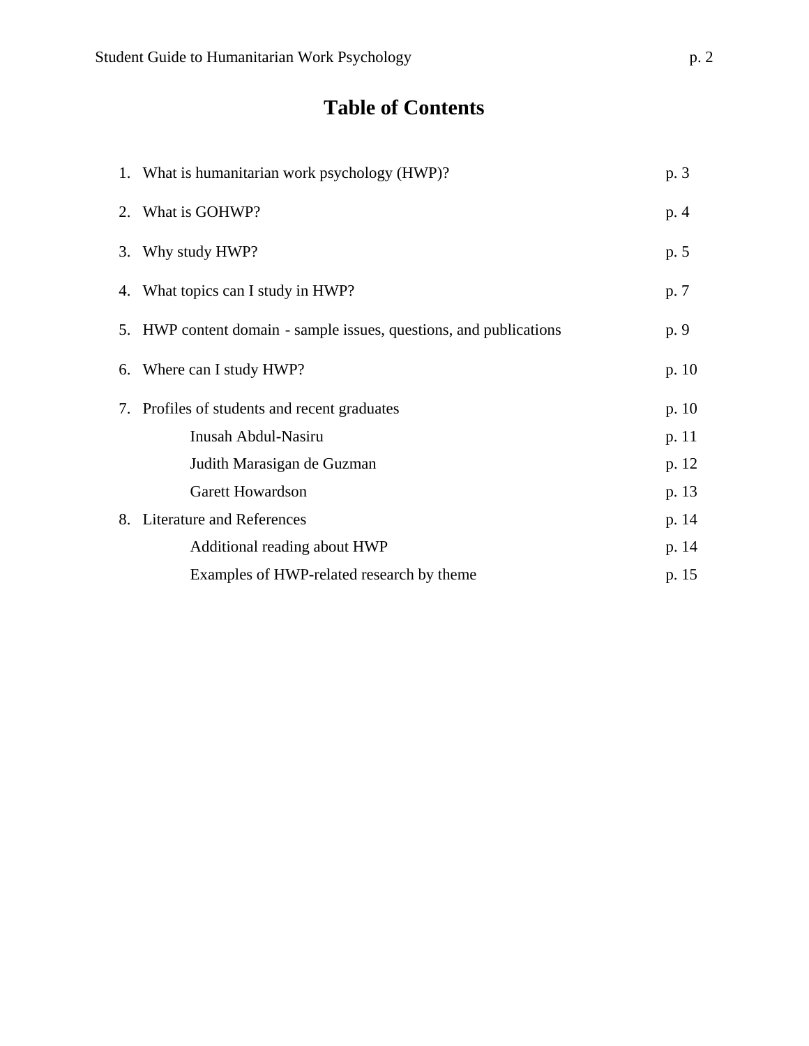# Table of Contents

1. What is humanitarian work psychology (HWP)? p. 3
2. What is GOHWP? p. 4
3. Why study HWP? p. 5
4. What topics can I study in HWP? p. 7
5. HWP content domain - sample issues, questions, and publications p. 9
6. Where can I study HWP? p. 10
7. Profiles of students and recent graduates p. 10
   - Inusah Abdul-Nasiru p. 11
   - Judith Marasigan de Guzman p. 12
   - Garett Howardson p. 13
8. Literature and References p. 14
   - Additional reading about HWP p. 14
   - Examples of HWP-related research by theme p. 15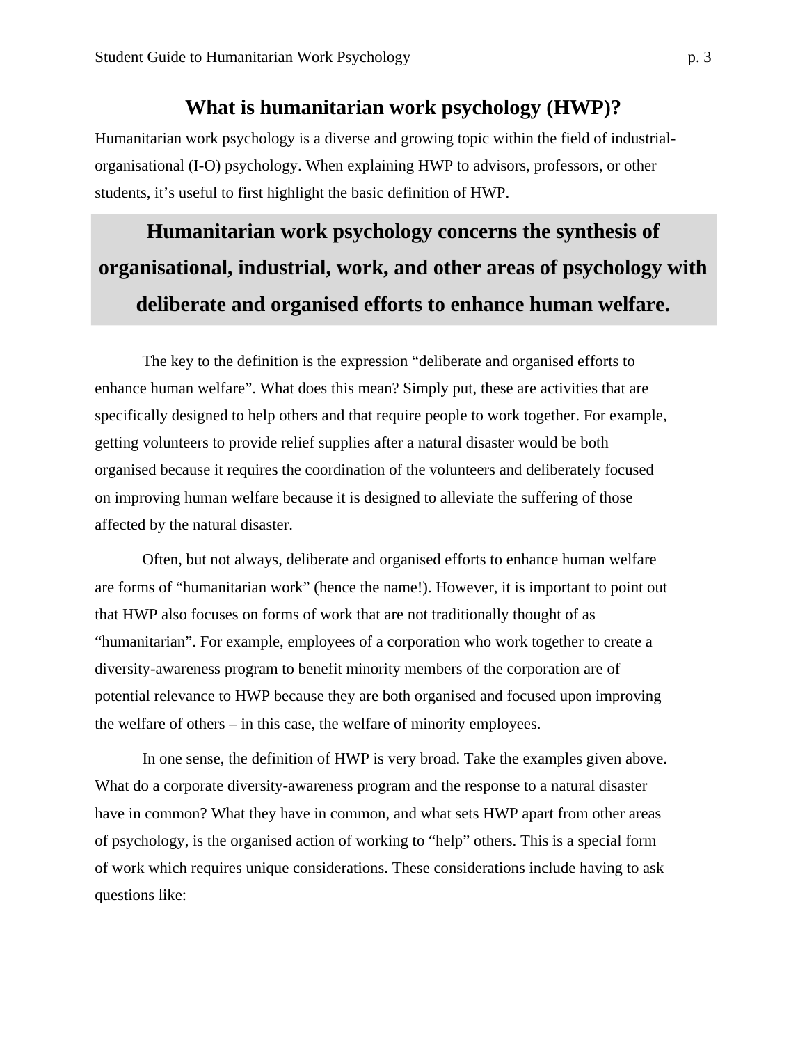# What is humanitarian work psychology (HWP)?

Humanitarian work psychology is a diverse and growing topic within the field of industrial-organisational (I-O) psychology. When explaining HWP to advisors, professors, or other students, it's useful to first highlight the basic definition of HWP.

> **Humanitarian work psychology concerns the synthesis of organisational, industrial, work, and other areas of psychology with deliberate and organised efforts to enhance human welfare.**

The key to the definition is the expression "deliberate and organised efforts to enhance human welfare". What does this mean? Simply put, these are activities that are specifically designed to help others and that require people to work together. For example, getting volunteers to provide relief supplies after a natural disaster would be both organised because it requires the coordination of the volunteers and deliberately focused on improving human welfare because it is designed to alleviate the suffering of those affected by the natural disaster.

Often, but not always, deliberate and organised efforts to enhance human welfare are forms of "humanitarian work" (hence the name!). However, it is important to point out that HWP also focuses on forms of work that are not traditionally thought of as "humanitarian". For example, employees of a corporation who work together to create a diversity-awareness program to benefit minority members of the corporation are of potential relevance to HWP because they are both organised and focused upon improving the welfare of others – in this case, the welfare of minority employees.

In one sense, the definition of HWP is very broad. Take the examples given above. What do a corporate diversity-awareness program and the response to a natural disaster have in common? What they have in common, and what sets HWP apart from other areas of psychology, is the organised action of working to "help" others. This is a special form of work which requires unique considerations. These considerations include having to ask questions like: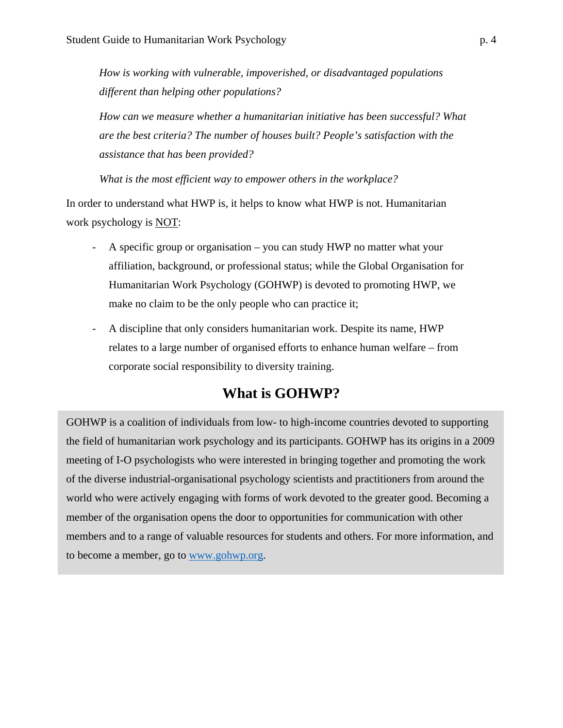*How is working with vulnerable, impoverished, or disadvantaged populations different than helping other populations?*

*How can we measure whether a humanitarian initiative has been successful? What are the best criteria? The number of houses built? People's satisfaction with the assistance that has been provided?*

*What is the most efficient way to empower others in the workplace?*

In order to understand what HWP is, it helps to know what HWP is not. Humanitarian work psychology is <u>NOT</u>:

- A specific group or organisation – you can study HWP no matter what your affiliation, background, or professional status; while the Global Organisation for Humanitarian Work Psychology (GOHWP) is devoted to promoting HWP, we make no claim to be the only people who can practice it;
- A discipline that only considers humanitarian work. Despite its name, HWP relates to a large number of organised efforts to enhance human welfare – from corporate social responsibility to diversity training.

## What is GOHWP?

GOHWP is a coalition of individuals from low- to high-income countries devoted to supporting the field of humanitarian work psychology and its participants. GOHWP has its origins in a 2009 meeting of I-O psychologists who were interested in bringing together and promoting the work of the diverse industrial-organisational psychology scientists and practitioners from around the world who were actively engaging with forms of work devoted to the greater good. Becoming a member of the organisation opens the door to opportunities for communication with other members and to a range of valuable resources for students and others. For more information, and to become a member, go to [www.gohwp.org](www.gohwp.org).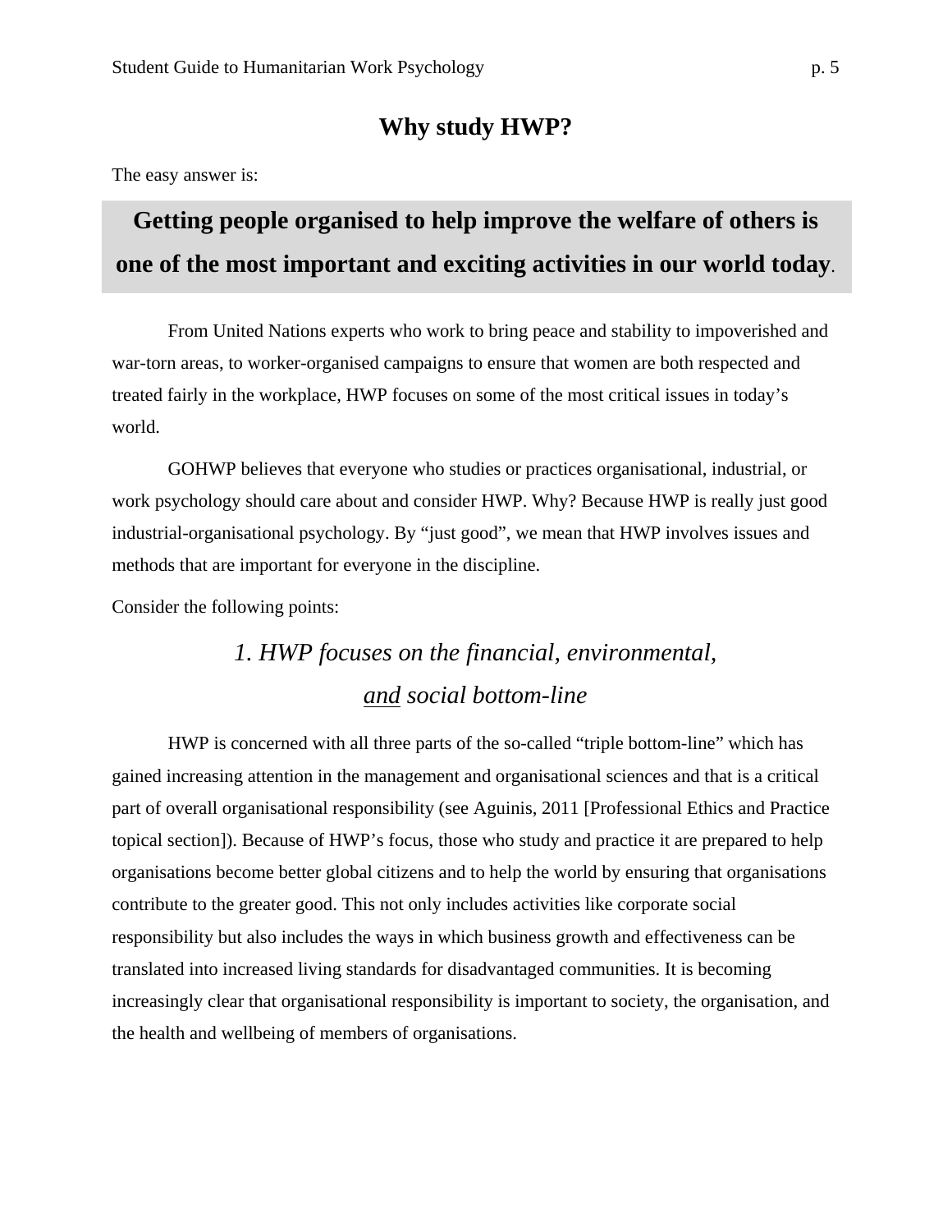# Why study HWP?

The easy answer is:

**Getting people organised to help improve the welfare of others is one of the most important and exciting activities in our world today**.

From United Nations experts who work to bring peace and stability to impoverished and war-torn areas, to worker-organised campaigns to ensure that women are both respected and treated fairly in the workplace, HWP focuses on some of the most critical issues in today's world.

GOHWP believes that everyone who studies or practices organisational, industrial, or work psychology should care about and consider HWP. Why? Because HWP is really just good industrial-organisational psychology. By "just good", we mean that HWP involves issues and methods that are important for everyone in the discipline.

Consider the following points:

### *1. HWP focuses on the financial, environmental, <u>and</u> social bottom-line*

HWP is concerned with all three parts of the so-called "triple bottom-line" which has gained increasing attention in the management and organisational sciences and that is a critical part of overall organisational responsibility (see Aguinis, 2011 [Professional Ethics and Practice topical section]). Because of HWP's focus, those who study and practice it are prepared to help organisations become better global citizens and to help the world by ensuring that organisations contribute to the greater good. This not only includes activities like corporate social responsibility but also includes the ways in which business growth and effectiveness can be translated into increased living standards for disadvantaged communities. It is becoming increasingly clear that organisational responsibility is important to society, the organisation, and the health and wellbeing of members of organisations.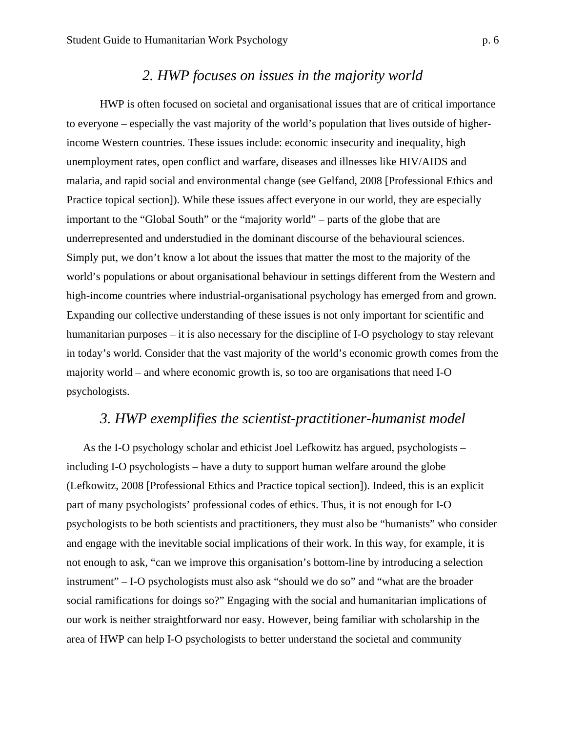## *2. HWP focuses on issues in the majority world*

HWP is often focused on societal and organisational issues that are of critical importance to everyone – especially the vast majority of the world's population that lives outside of higher-income Western countries. These issues include: economic insecurity and inequality, high unemployment rates, open conflict and warfare, diseases and illnesses like HIV/AIDS and malaria, and rapid social and environmental change (see Gelfand, 2008 [Professional Ethics and Practice topical section]). While these issues affect everyone in our world, they are especially important to the "Global South" or the "majority world" – parts of the globe that are underrepresented and understudied in the dominant discourse of the behavioural sciences. Simply put, we don't know a lot about the issues that matter the most to the majority of the world's populations or about organisational behaviour in settings different from the Western and high-income countries where industrial-organisational psychology has emerged from and grown. Expanding our collective understanding of these issues is not only important for scientific and humanitarian purposes – it is also necessary for the discipline of I-O psychology to stay relevant in today's world. Consider that the vast majority of the world's economic growth comes from the majority world – and where economic growth is, so too are organisations that need I-O psychologists.

## *3. HWP exemplifies the scientist-practitioner-humanist model*

As the I-O psychology scholar and ethicist Joel Lefkowitz has argued, psychologists – including I-O psychologists – have a duty to support human welfare around the globe (Lefkowitz, 2008 [Professional Ethics and Practice topical section]). Indeed, this is an explicit part of many psychologists' professional codes of ethics. Thus, it is not enough for I-O psychologists to be both scientists and practitioners, they must also be "humanists" who consider and engage with the inevitable social implications of their work. In this way, for example, it is not enough to ask, "can we improve this organisation's bottom-line by introducing a selection instrument" – I-O psychologists must also ask "should we do so" and "what are the broader social ramifications for doings so?" Engaging with the social and humanitarian implications of our work is neither straightforward nor easy. However, being familiar with scholarship in the area of HWP can help I-O psychologists to better understand the societal and community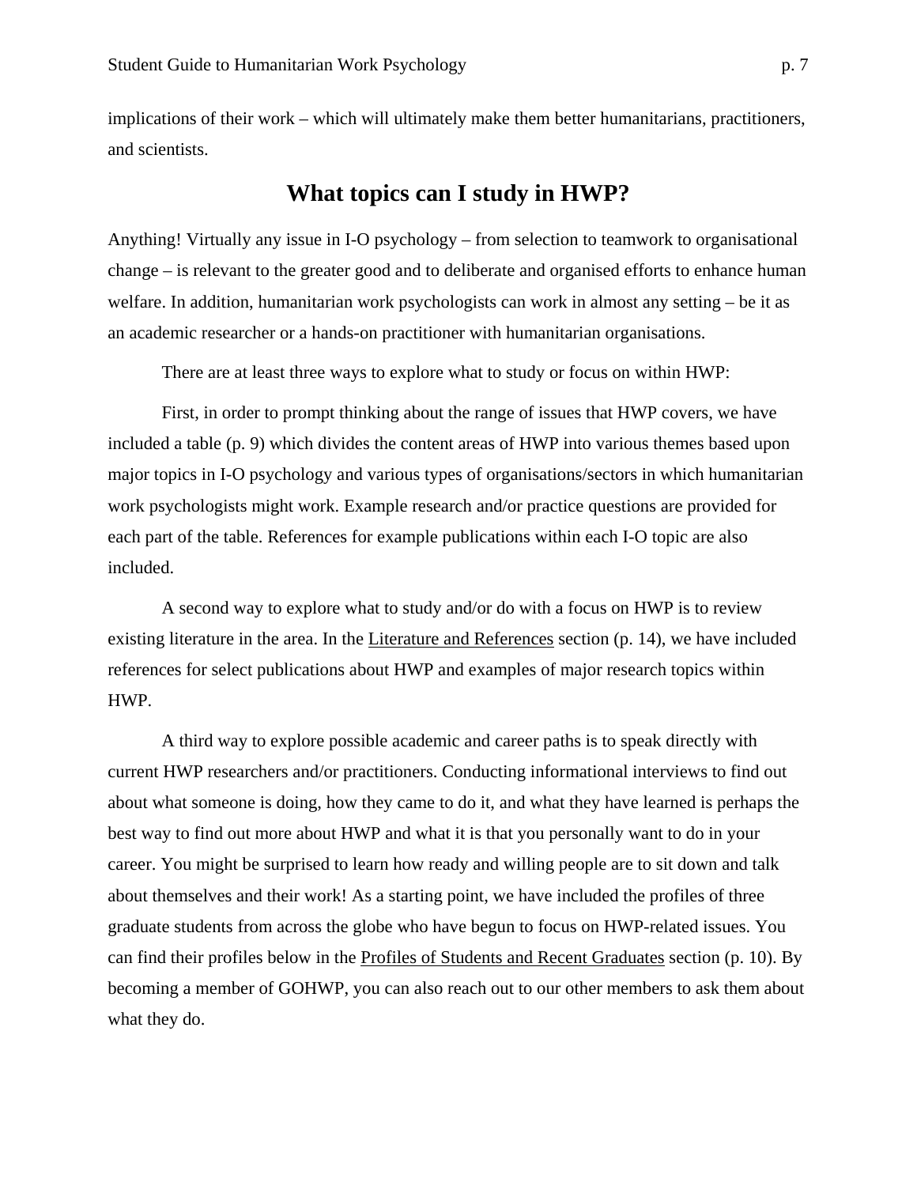implications of their work – which will ultimately make them better humanitarians, practitioners, and scientists.

## What topics can I study in HWP?

Anything! Virtually any issue in I-O psychology – from selection to teamwork to organisational change – is relevant to the greater good and to deliberate and organised efforts to enhance human welfare. In addition, humanitarian work psychologists can work in almost any setting – be it as an academic researcher or a hands-on practitioner with humanitarian organisations.

There are at least three ways to explore what to study or focus on within HWP:

First, in order to prompt thinking about the range of issues that HWP covers, we have included a table (p. 9) which divides the content areas of HWP into various themes based upon major topics in I-O psychology and various types of organisations/sectors in which humanitarian work psychologists might work. Example research and/or practice questions are provided for each part of the table. References for example publications within each I-O topic are also included.

A second way to explore what to study and/or do with a focus on HWP is to review existing literature in the area. In the Literature and References section (p. 14), we have included references for select publications about HWP and examples of major research topics within HWP.

A third way to explore possible academic and career paths is to speak directly with current HWP researchers and/or practitioners. Conducting informational interviews to find out about what someone is doing, how they came to do it, and what they have learned is perhaps the best way to find out more about HWP and what it is that you personally want to do in your career. You might be surprised to learn how ready and willing people are to sit down and talk about themselves and their work! As a starting point, we have included the profiles of three graduate students from across the globe who have begun to focus on HWP-related issues. You can find their profiles below in the Profiles of Students and Recent Graduates section (p. 10). By becoming a member of GOHWP, you can also reach out to our other members to ask them about what they do.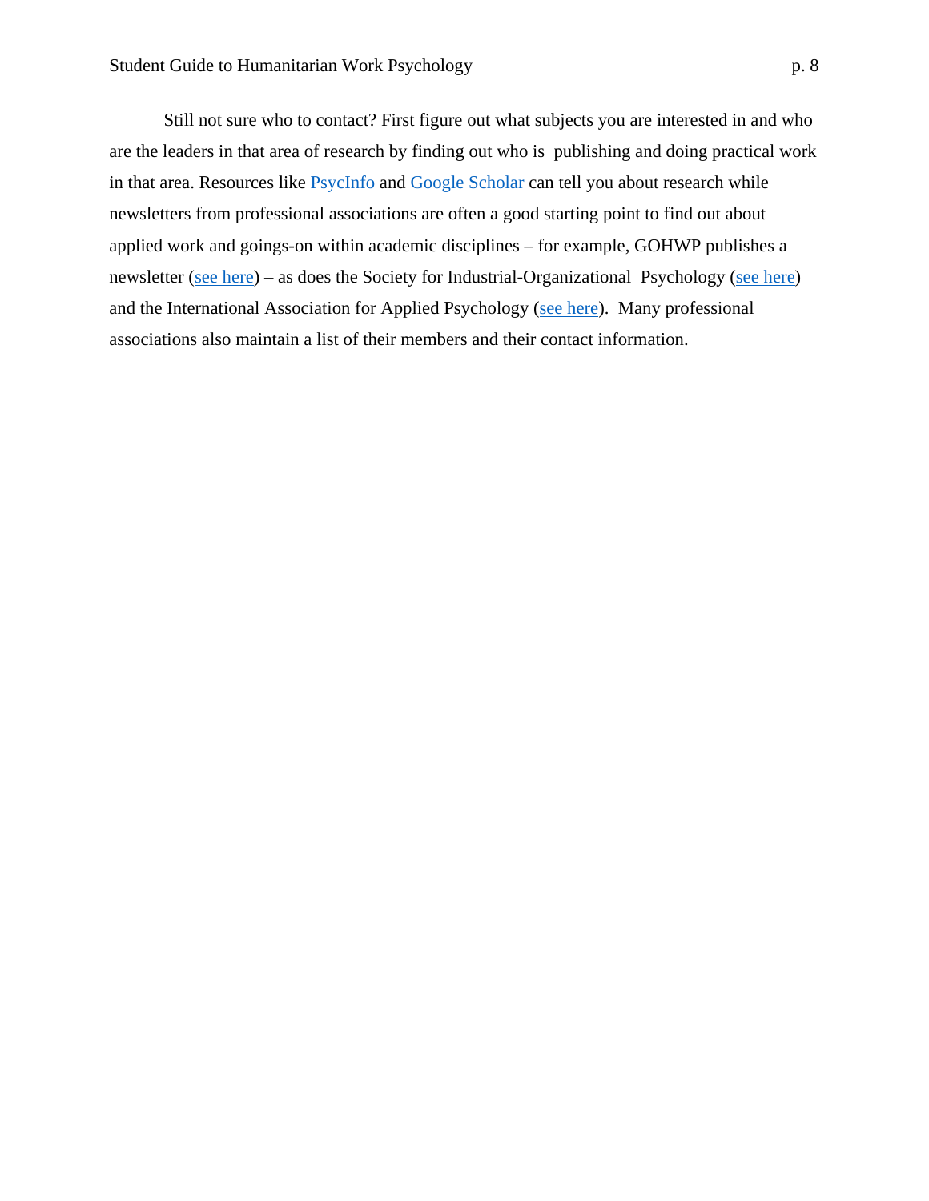Still not sure who to contact? First figure out what subjects you are interested in and who are the leaders in that area of research by finding out who is publishing and doing practical work in that area. Resources like PsycInfo and Google Scholar can tell you about research while newsletters from professional associations are often a good starting point to find out about applied work and goings-on within academic disciplines – for example, GOHWP publishes a newsletter (see here) – as does the Society for Industrial-Organizational Psychology (see here) and the International Association for Applied Psychology (see here). Many professional associations also maintain a list of their members and their contact information.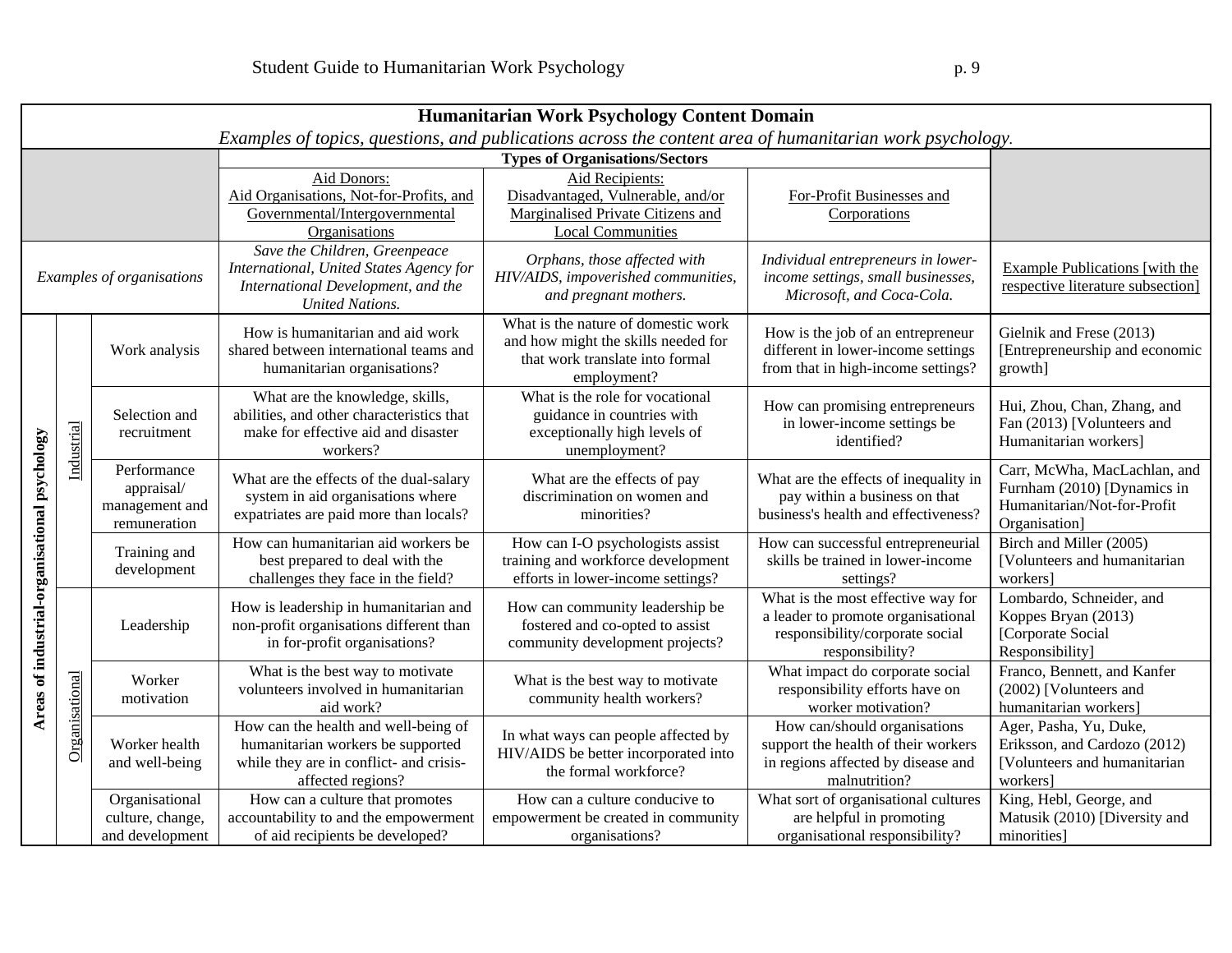**Humanitarian Work Psychology Content Domain**

*Examples of topics, questions, and publications across the content area of humanitarian work psychology.*

| | | | Types of Organisations/Sectors | | | |
|---|---|---|---|---|---|---|
| | | | Aid Donors: Aid Organisations, Not-for-Profits, and Governmental/Intergovernmental Organisations | Aid Recipients: Disadvantaged, Vulnerable, and/or Marginalised Private Citizens and Local Communities | For-Profit Businesses and Corporations | |
| *Examples of organisations* | | | *Save the Children, Greenpeace International, United States Agency for International Development, and the United Nations.* | *Orphans, those affected with HIV/AIDS, impoverished communities, and pregnant mothers.* | *Individual entrepreneurs in lower-income settings, small businesses, Microsoft, and Coca-Cola.* | Example Publications [with the respective literature subsection] |
| **Areas of industrial-organisational psychology** | Industrial | Work analysis | How is humanitarian and aid work shared between international teams and humanitarian organisations? | What is the nature of domestic work and how might the skills needed for that work translate into formal employment? | How is the job of an entrepreneur different in lower-income settings from that in high-income settings? | Gielnik and Frese (2013) [Entrepreneurship and economic growth] |
| | | Selection and recruitment | What are the knowledge, skills, abilities, and other characteristics that make for effective aid and disaster workers? | What is the role for vocational guidance in countries with exceptionally high levels of unemployment? | How can promising entrepreneurs in lower-income settings be identified? | Hui, Zhou, Chan, Zhang, and Fan (2013) [Volunteers and Humanitarian workers] |
| | | Performance appraisal/ management and remuneration | What are the effects of the dual-salary system in aid organisations where expatriates are paid more than locals? | What are the effects of pay discrimination on women and minorities? | What are the effects of inequality in pay within a business on that business's health and effectiveness? | Carr, McWha, MacLachlan, and Furnham (2010) [Dynamics in Humanitarian/Not-for-Profit Organisation] |
| | | Training and development | How can humanitarian aid workers be best prepared to deal with the challenges they face in the field? | How can I-O psychologists assist training and workforce development efforts in lower-income settings? | How can successful entrepreneurial skills be trained in lower-income settings? | Birch and Miller (2005) [Volunteers and humanitarian workers] |
| | Organisational | Leadership | How is leadership in humanitarian and non-profit organisations different than in for-profit organisations? | How can community leadership be fostered and co-opted to assist community development projects? | What is the most effective way for a leader to promote organisational responsibility/corporate social responsibility? | Lombardo, Schneider, and Koppes Bryan (2013) [Corporate Social Responsibility] |
| | | Worker motivation | What is the best way to motivate volunteers involved in humanitarian aid work? | What is the best way to motivate community health workers? | What impact do corporate social responsibility efforts have on worker motivation? | Franco, Bennett, and Kanfer (2002) [Volunteers and humanitarian workers] |
| | | Worker health and well-being | How can the health and well-being of humanitarian workers be supported while they are in conflict- and crisis-affected regions? | In what ways can people affected by HIV/AIDS be better incorporated into the formal workforce? | How can/should organisations support the health of their workers in regions affected by disease and malnutrition? | Ager, Pasha, Yu, Duke, Eriksson, and Cardozo (2012) [Volunteers and humanitarian workers] |
| | | Organisational culture, change, and development | How can a culture that promotes accountability to and the empowerment of aid recipients be developed? | How can a culture conducive to empowerment be created in community organisations? | What sort of organisational cultures are helpful in promoting organisational responsibility? | King, Hebl, George, and Matusik (2010) [Diversity and minorities] |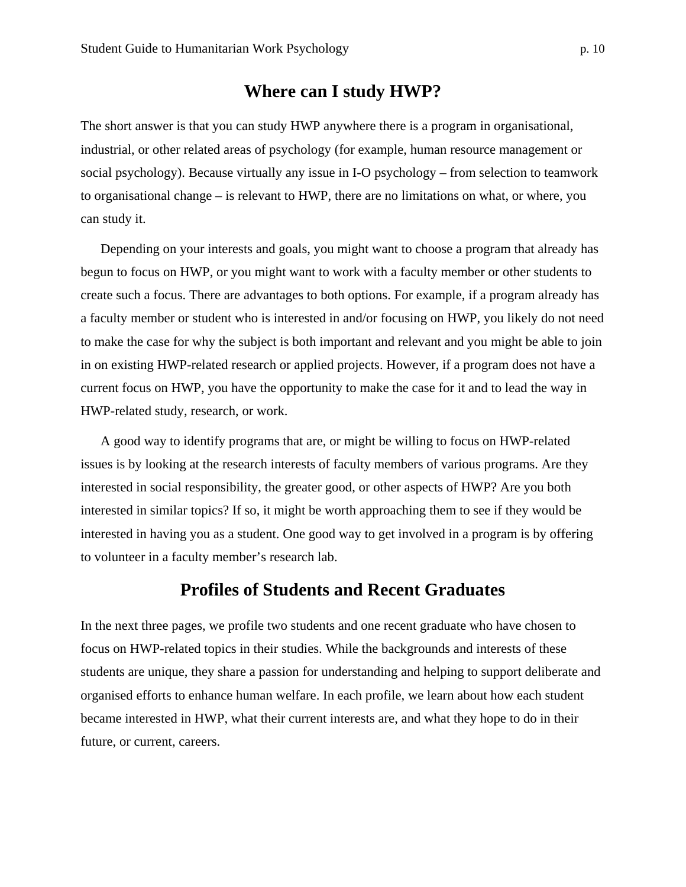## Where can I study HWP?

The short answer is that you can study HWP anywhere there is a program in organisational, industrial, or other related areas of psychology (for example, human resource management or social psychology). Because virtually any issue in I-O psychology – from selection to teamwork to organisational change – is relevant to HWP, there are no limitations on what, or where, you can study it.

Depending on your interests and goals, you might want to choose a program that already has begun to focus on HWP, or you might want to work with a faculty member or other students to create such a focus. There are advantages to both options. For example, if a program already has a faculty member or student who is interested in and/or focusing on HWP, you likely do not need to make the case for why the subject is both important and relevant and you might be able to join in on existing HWP-related research or applied projects. However, if a program does not have a current focus on HWP, you have the opportunity to make the case for it and to lead the way in HWP-related study, research, or work.

A good way to identify programs that are, or might be willing to focus on HWP-related issues is by looking at the research interests of faculty members of various programs. Are they interested in social responsibility, the greater good, or other aspects of HWP? Are you both interested in similar topics? If so, it might be worth approaching them to see if they would be interested in having you as a student. One good way to get involved in a program is by offering to volunteer in a faculty member's research lab.

## Profiles of Students and Recent Graduates

In the next three pages, we profile two students and one recent graduate who have chosen to focus on HWP-related topics in their studies. While the backgrounds and interests of these students are unique, they share a passion for understanding and helping to support deliberate and organised efforts to enhance human welfare. In each profile, we learn about how each student became interested in HWP, what their current interests are, and what they hope to do in their future, or current, careers.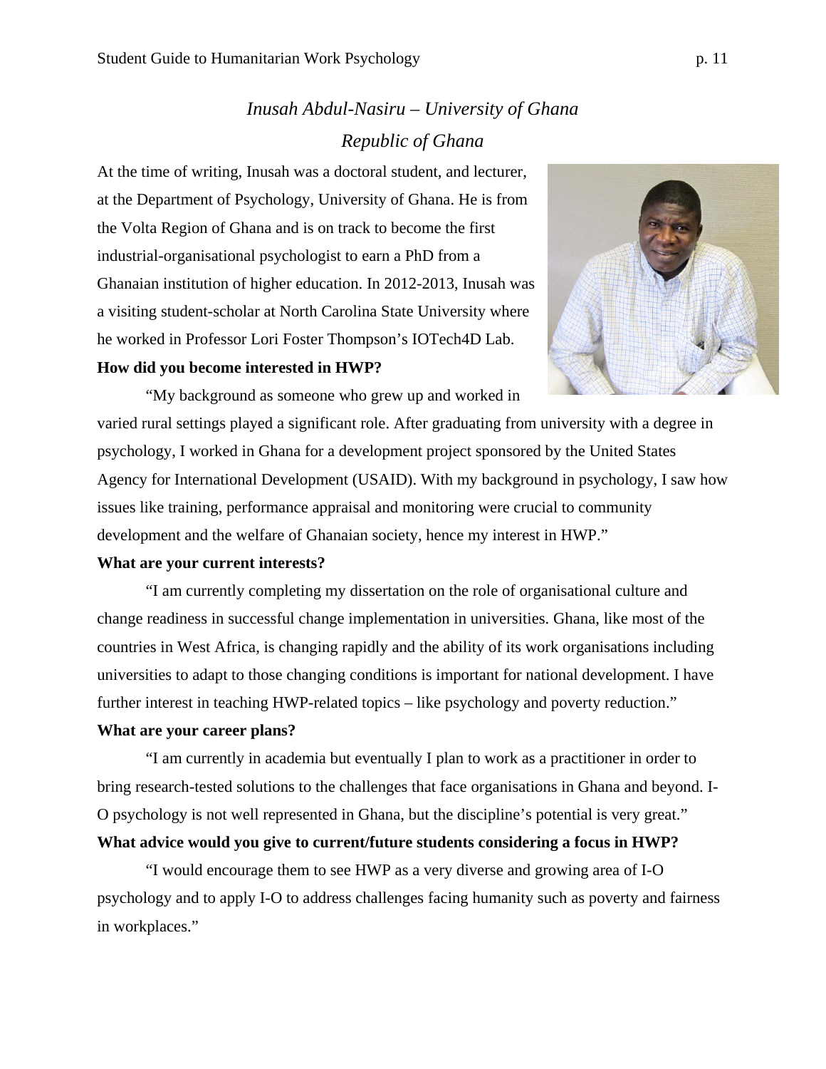## *Inusah Abdul-Nasiru – University of Ghana*
## *Republic of Ghana*

At the time of writing, Inusah was a doctoral student, and lecturer, at the Department of Psychology, University of Ghana. He is from the Volta Region of Ghana and is on track to become the first industrial-organisational psychologist to earn a PhD from a Ghanaian institution of higher education. In 2012-2013, Inusah was a visiting student-scholar at North Carolina State University where he worked in Professor Lori Foster Thompson's IOTech4D Lab.

**How did you become interested in HWP?**

"My background as someone who grew up and worked in varied rural settings played a significant role. After graduating from university with a degree in psychology, I worked in Ghana for a development project sponsored by the United States Agency for International Development (USAID). With my background in psychology, I saw how issues like training, performance appraisal and monitoring were crucial to community development and the welfare of Ghanaian society, hence my interest in HWP."

**What are your current interests?**

"I am currently completing my dissertation on the role of organisational culture and change readiness in successful change implementation in universities. Ghana, like most of the countries in West Africa, is changing rapidly and the ability of its work organisations including universities to adapt to those changing conditions is important for national development. I have further interest in teaching HWP-related topics – like psychology and poverty reduction."

**What are your career plans?**

"I am currently in academia but eventually I plan to work as a practitioner in order to bring research-tested solutions to the challenges that face organisations in Ghana and beyond. I-O psychology is not well represented in Ghana, but the discipline's potential is very great."

**What advice would you give to current/future students considering a focus in HWP?**

"I would encourage them to see HWP as a very diverse and growing area of I-O psychology and to apply I-O to address challenges facing humanity such as poverty and fairness in workplaces."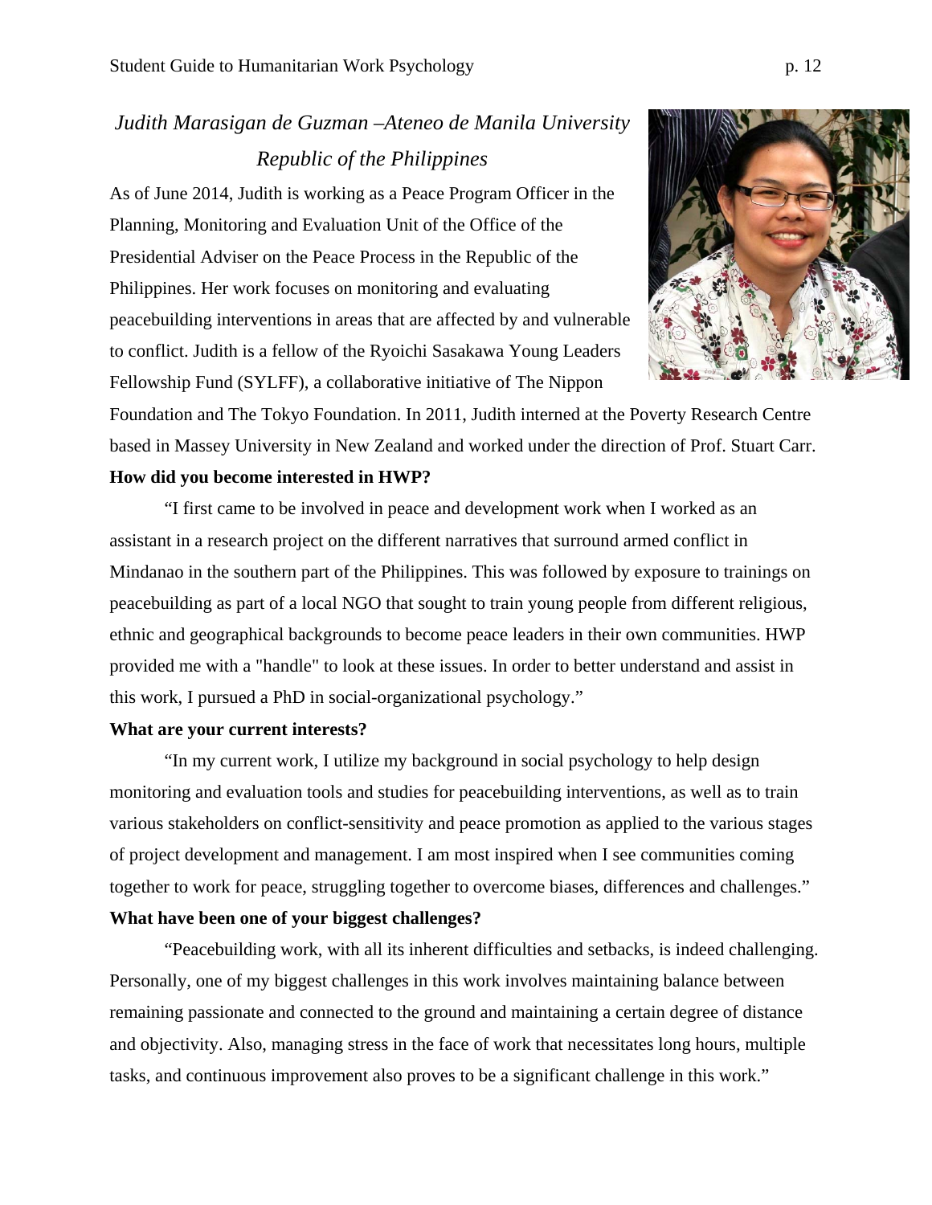### *Judith Marasigan de Guzman –Ateneo de Manila University*
### *Republic of the Philippines*

As of June 2014, Judith is working as a Peace Program Officer in the Planning, Monitoring and Evaluation Unit of the Office of the Presidential Adviser on the Peace Process in the Republic of the Philippines. Her work focuses on monitoring and evaluating peacebuilding interventions in areas that are affected by and vulnerable to conflict. Judith is a fellow of the Ryoichi Sasakawa Young Leaders Fellowship Fund (SYLFF), a collaborative initiative of The Nippon Foundation and The Tokyo Foundation. In 2011, Judith interned at the Poverty Research Centre based in Massey University in New Zealand and worked under the direction of Prof. Stuart Carr.

**How did you become interested in HWP?**

"I first came to be involved in peace and development work when I worked as an assistant in a research project on the different narratives that surround armed conflict in Mindanao in the southern part of the Philippines. This was followed by exposure to trainings on peacebuilding as part of a local NGO that sought to train young people from different religious, ethnic and geographical backgrounds to become peace leaders in their own communities. HWP provided me with a "handle" to look at these issues. In order to better understand and assist in this work, I pursued a PhD in social-organizational psychology."

**What are your current interests?**

"In my current work, I utilize my background in social psychology to help design monitoring and evaluation tools and studies for peacebuilding interventions, as well as to train various stakeholders on conflict-sensitivity and peace promotion as applied to the various stages of project development and management. I am most inspired when I see communities coming together to work for peace, struggling together to overcome biases, differences and challenges."

**What have been one of your biggest challenges?**

"Peacebuilding work, with all its inherent difficulties and setbacks, is indeed challenging. Personally, one of my biggest challenges in this work involves maintaining balance between remaining passionate and connected to the ground and maintaining a certain degree of distance and objectivity. Also, managing stress in the face of work that necessitates long hours, multiple tasks, and continuous improvement also proves to be a significant challenge in this work."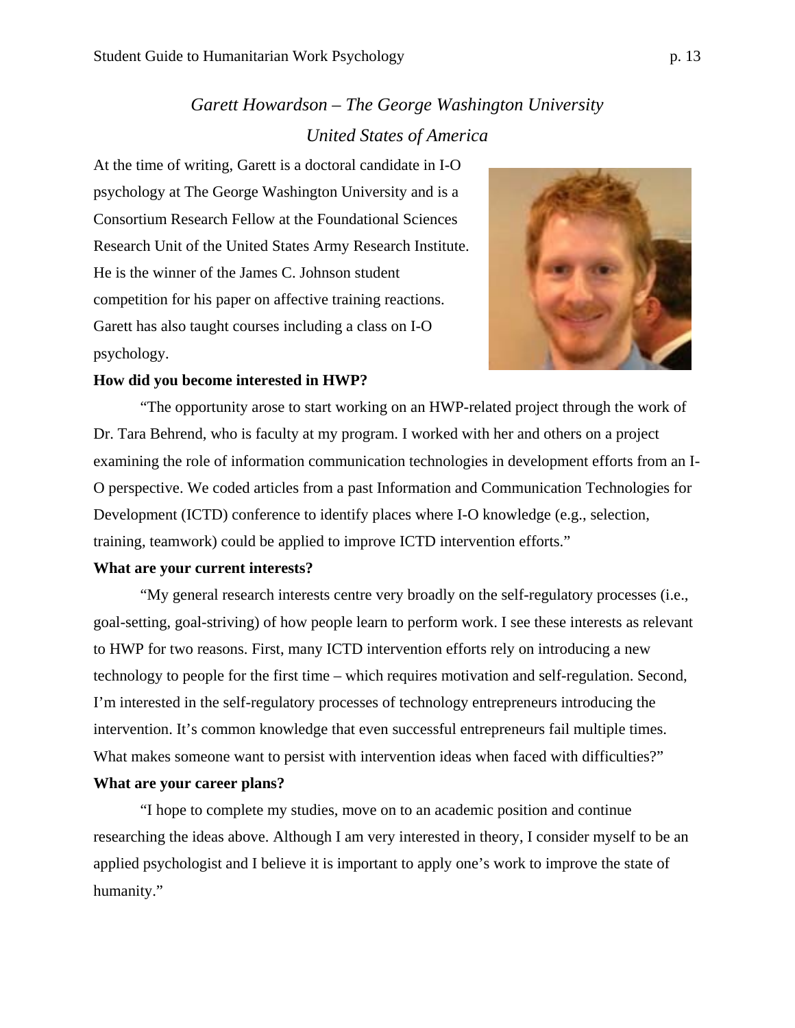*Garett Howardson – The George Washington University*

*United States of America*

At the time of writing, Garett is a doctoral candidate in I-O psychology at The George Washington University and is a Consortium Research Fellow at the Foundational Sciences Research Unit of the United States Army Research Institute. He is the winner of the James C. Johnson student competition for his paper on affective training reactions. Garett has also taught courses including a class on I-O psychology.

**How did you become interested in HWP?**

"The opportunity arose to start working on an HWP-related project through the work of Dr. Tara Behrend, who is faculty at my program. I worked with her and others on a project examining the role of information communication technologies in development efforts from an I-O perspective. We coded articles from a past Information and Communication Technologies for Development (ICTD) conference to identify places where I-O knowledge (e.g., selection, training, teamwork) could be applied to improve ICTD intervention efforts."

**What are your current interests?**

"My general research interests centre very broadly on the self-regulatory processes (i.e., goal-setting, goal-striving) of how people learn to perform work. I see these interests as relevant to HWP for two reasons. First, many ICTD intervention efforts rely on introducing a new technology to people for the first time – which requires motivation and self-regulation. Second, I'm interested in the self-regulatory processes of technology entrepreneurs introducing the intervention. It's common knowledge that even successful entrepreneurs fail multiple times. What makes someone want to persist with intervention ideas when faced with difficulties?"

**What are your career plans?**

"I hope to complete my studies, move on to an academic position and continue researching the ideas above. Although I am very interested in theory, I consider myself to be an applied psychologist and I believe it is important to apply one's work to improve the state of humanity."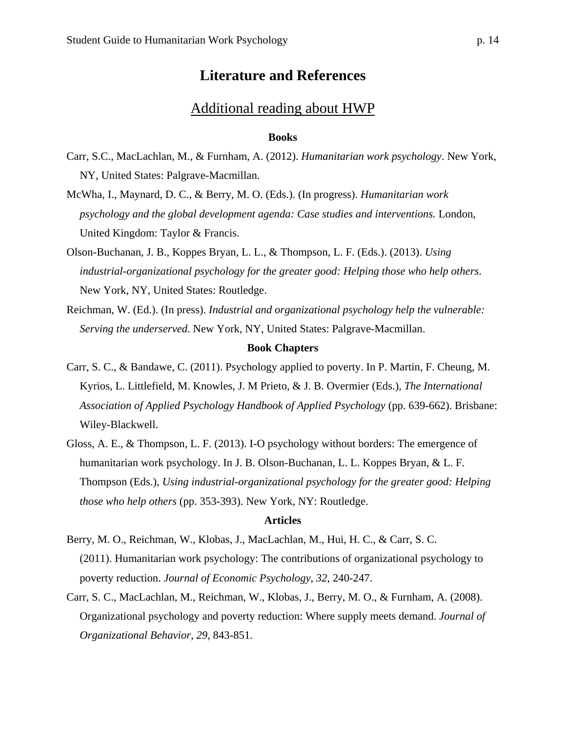# Literature and References

## Additional reading about HWP

### Books

Carr, S.C., MacLachlan, M., & Furnham, A. (2012). *Humanitarian work psychology*. New York, NY, United States: Palgrave-Macmillan.

McWha, I., Maynard, D. C., & Berry, M. O. (Eds.). (In progress). *Humanitarian work psychology and the global development agenda: Case studies and interventions.* London, United Kingdom: Taylor & Francis.

Olson-Buchanan, J. B., Koppes Bryan, L. L., & Thompson, L. F. (Eds.). (2013). *Using industrial-organizational psychology for the greater good: Helping those who help others*. New York, NY, United States: Routledge.

Reichman, W. (Ed.). (In press). *Industrial and organizational psychology help the vulnerable: Serving the underserved*. New York, NY, United States: Palgrave-Macmillan.

### Book Chapters

Carr, S. C., & Bandawe, C. (2011). Psychology applied to poverty. In P. Martin, F. Cheung, M. Kyrios, L. Littlefield, M. Knowles, J. M Prieto, & J. B. Overmier (Eds.), *The International Association of Applied Psychology Handbook of Applied Psychology* (pp. 639-662). Brisbane: Wiley-Blackwell.

Gloss, A. E., & Thompson, L. F. (2013). I-O psychology without borders: The emergence of humanitarian work psychology. In J. B. Olson-Buchanan, L. L. Koppes Bryan, & L. F. Thompson (Eds.), *Using industrial-organizational psychology for the greater good: Helping those who help others* (pp. 353-393). New York, NY: Routledge.

### Articles

Berry, M. O., Reichman, W., Klobas, J., MacLachlan, M., Hui, H. C., & Carr, S. C. (2011). Humanitarian work psychology: The contributions of organizational psychology to poverty reduction. *Journal of Economic Psychology, 32*, 240-247.

Carr, S. C., MacLachlan, M., Reichman, W., Klobas, J., Berry, M. O., & Furnham, A. (2008). Organizational psychology and poverty reduction: Where supply meets demand. *Journal of Organizational Behavior*, *29*, 843-851.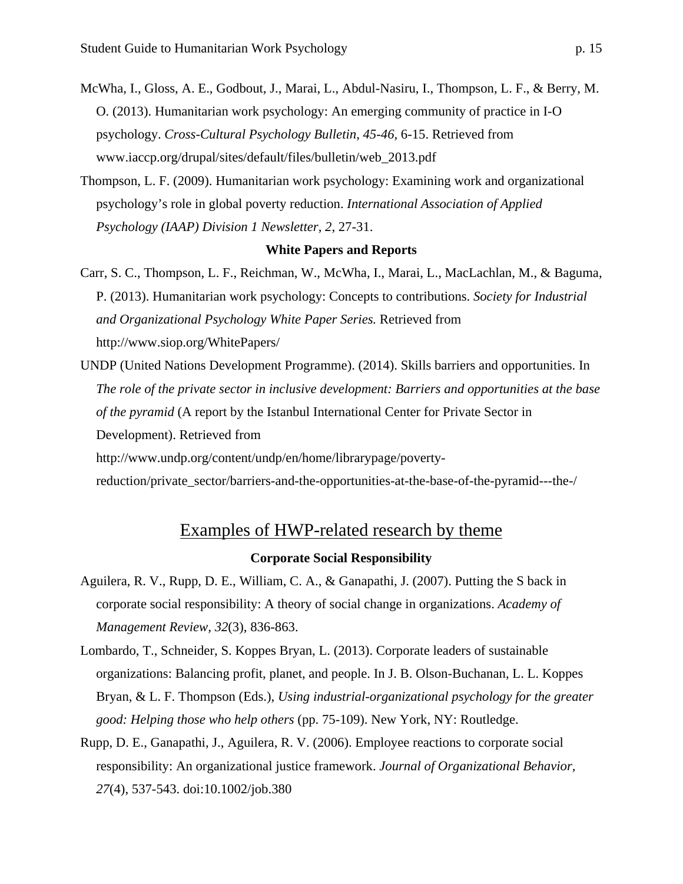McWha, I., Gloss, A. E., Godbout, J., Marai, L., Abdul-Nasiru, I., Thompson, L. F., & Berry, M. O. (2013). Humanitarian work psychology: An emerging community of practice in I-O psychology. *Cross-Cultural Psychology Bulletin, 45-46*, 6-15. Retrieved from www.iaccp.org/drupal/sites/default/files/bulletin/web_2013.pdf

Thompson, L. F. (2009). Humanitarian work psychology: Examining work and organizational psychology's role in global poverty reduction. *International Association of Applied Psychology (IAAP) Division 1 Newsletter, 2*, 27-31.

**White Papers and Reports**

Carr, S. C., Thompson, L. F., Reichman, W., McWha, I., Marai, L., MacLachlan, M., & Baguma, P. (2013). Humanitarian work psychology: Concepts to contributions. *Society for Industrial and Organizational Psychology White Paper Series.* Retrieved from http://www.siop.org/WhitePapers/

UNDP (United Nations Development Programme). (2014). Skills barriers and opportunities. In *The role of the private sector in inclusive development: Barriers and opportunities at the base of the pyramid* (A report by the Istanbul International Center for Private Sector in Development). Retrieved from http://www.undp.org/content/undp/en/home/librarypage/poverty-reduction/private_sector/barriers-and-the-opportunities-at-the-base-of-the-pyramid---the-/

## Examples of HWP-related research by theme

**Corporate Social Responsibility**

Aguilera, R. V., Rupp, D. E., William, C. A., & Ganapathi, J. (2007). Putting the S back in corporate social responsibility: A theory of social change in organizations. *Academy of Management Review, 32*(3), 836-863.

Lombardo, T., Schneider, S. Koppes Bryan, L. (2013). Corporate leaders of sustainable organizations: Balancing profit, planet, and people. In J. B. Olson-Buchanan, L. L. Koppes Bryan, & L. F. Thompson (Eds.), *Using industrial-organizational psychology for the greater good: Helping those who help others* (pp. 75-109). New York, NY: Routledge.

Rupp, D. E., Ganapathi, J., Aguilera, R. V. (2006). Employee reactions to corporate social responsibility: An organizational justice framework. *Journal of Organizational Behavior, 27*(4), 537-543. doi:10.1002/job.380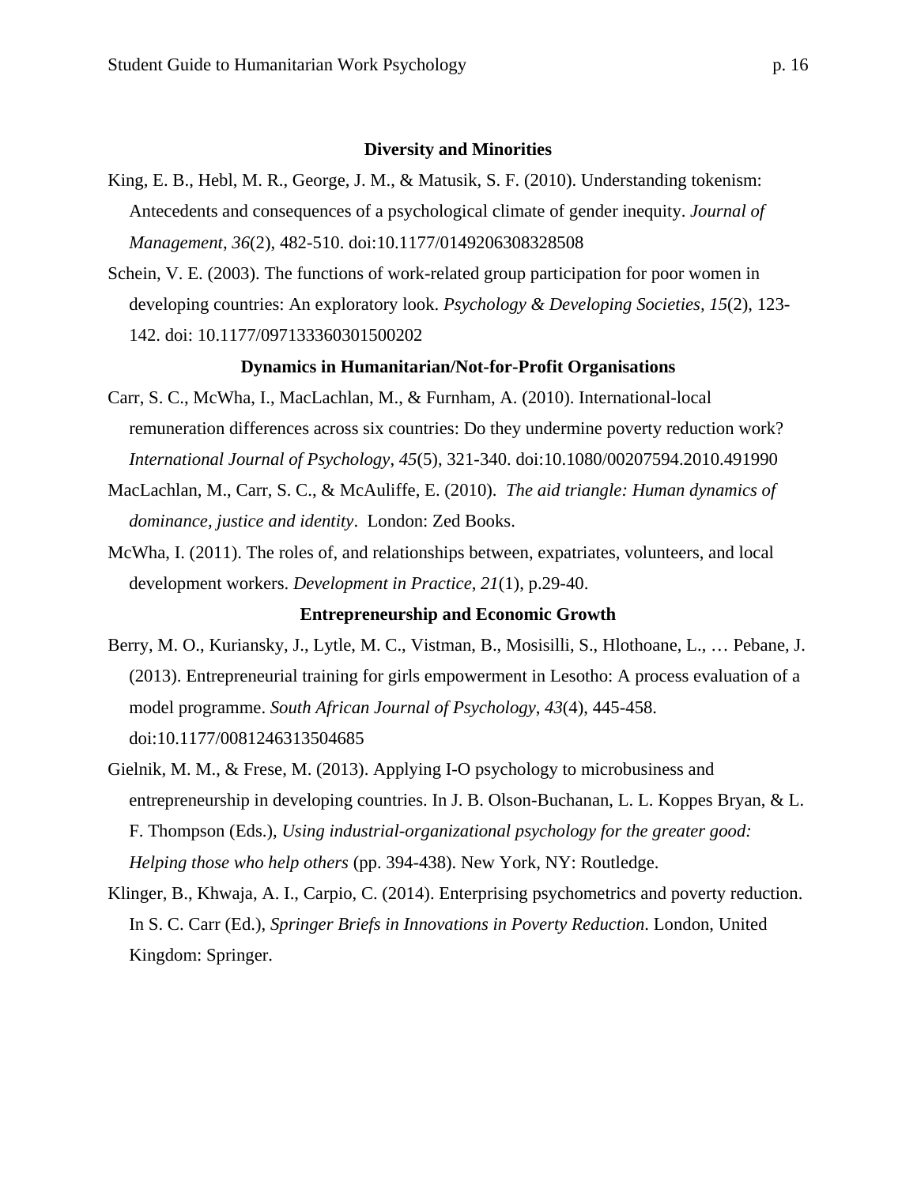### Diversity and Minorities

King, E. B., Hebl, M. R., George, J. M., & Matusik, S. F. (2010). Understanding tokenism: Antecedents and consequences of a psychological climate of gender inequity. *Journal of Management*, *36*(2), 482-510. doi:10.1177/0149206308328508

Schein, V. E. (2003). The functions of work-related group participation for poor women in developing countries: An exploratory look. *Psychology & Developing Societies, 15*(2), 123-142. doi: 10.1177/097133360301500202

### Dynamics in Humanitarian/Not-for-Profit Organisations

Carr, S. C., McWha, I., MacLachlan, M., & Furnham, A. (2010). International-local remuneration differences across six countries: Do they undermine poverty reduction work? *International Journal of Psychology*, *45*(5), 321-340. doi:10.1080/00207594.2010.491990

MacLachlan, M., Carr, S. C., & McAuliffe, E. (2010). *The aid triangle: Human dynamics of dominance, justice and identity*. London: Zed Books.

McWha, I. (2011). The roles of, and relationships between, expatriates, volunteers, and local development workers. *Development in Practice*, *21*(1), p.29-40.

### Entrepreneurship and Economic Growth

Berry, M. O., Kuriansky, J., Lytle, M. C., Vistman, B., Mosisilli, S., Hlothoane, L., … Pebane, J. (2013). Entrepreneurial training for girls empowerment in Lesotho: A process evaluation of a model programme. *South African Journal of Psychology*, *43*(4), 445-458. doi:10.1177/0081246313504685

Gielnik, M. M., & Frese, M. (2013). Applying I-O psychology to microbusiness and entrepreneurship in developing countries. In J. B. Olson-Buchanan, L. L. Koppes Bryan, & L. F. Thompson (Eds.), *Using industrial-organizational psychology for the greater good: Helping those who help others* (pp. 394-438). New York, NY: Routledge.

Klinger, B., Khwaja, A. I., Carpio, C. (2014). Enterprising psychometrics and poverty reduction. In S. C. Carr (Ed.), *Springer Briefs in Innovations in Poverty Reduction*. London, United Kingdom: Springer.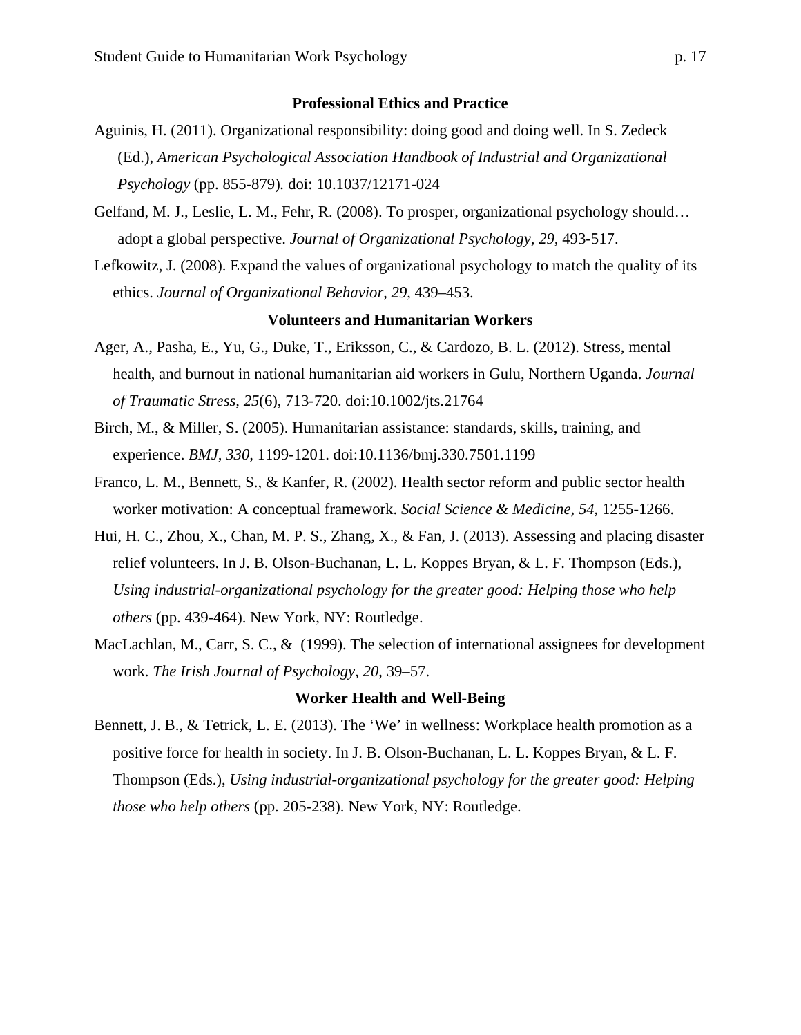## Professional Ethics and Practice

Aguinis, H. (2011). Organizational responsibility: doing good and doing well. In S. Zedeck (Ed.), *American Psychological Association Handbook of Industrial and Organizational Psychology* (pp. 855-879). doi: 10.1037/12171-024

Gelfand, M. J., Leslie, L. M., Fehr, R. (2008). To prosper, organizational psychology should… adopt a global perspective. *Journal of Organizational Psychology, 29,* 493-517.

Lefkowitz, J. (2008). Expand the values of organizational psychology to match the quality of its ethics. *Journal of Organizational Behavior*, *29*, 439–453.

## Volunteers and Humanitarian Workers

Ager, A., Pasha, E., Yu, G., Duke, T., Eriksson, C., & Cardozo, B. L. (2012). Stress, mental health, and burnout in national humanitarian aid workers in Gulu, Northern Uganda. *Journal of Traumatic Stress, 25*(6), 713-720. doi:10.1002/jts.21764

Birch, M., & Miller, S. (2005). Humanitarian assistance: standards, skills, training, and experience. *BMJ, 330,* 1199-1201. doi:10.1136/bmj.330.7501.1199

Franco, L. M., Bennett, S., & Kanfer, R. (2002). Health sector reform and public sector health worker motivation: A conceptual framework. *Social Science & Medicine, 54*, 1255-1266.

Hui, H. C., Zhou, X., Chan, M. P. S., Zhang, X., & Fan, J. (2013). Assessing and placing disaster relief volunteers. In J. B. Olson-Buchanan, L. L. Koppes Bryan, & L. F. Thompson (Eds.), *Using industrial-organizational psychology for the greater good: Helping those who help others* (pp. 439-464). New York, NY: Routledge.

MacLachlan, M., Carr, S. C., &  (1999). The selection of international assignees for development work. *The Irish Journal of Psychology*, *20*, 39–57.

## Worker Health and Well-Being

Bennett, J. B., & Tetrick, L. E. (2013). The 'We' in wellness: Workplace health promotion as a positive force for health in society. In J. B. Olson-Buchanan, L. L. Koppes Bryan, & L. F. Thompson (Eds.), *Using industrial-organizational psychology for the greater good: Helping those who help others* (pp. 205-238). New York, NY: Routledge.